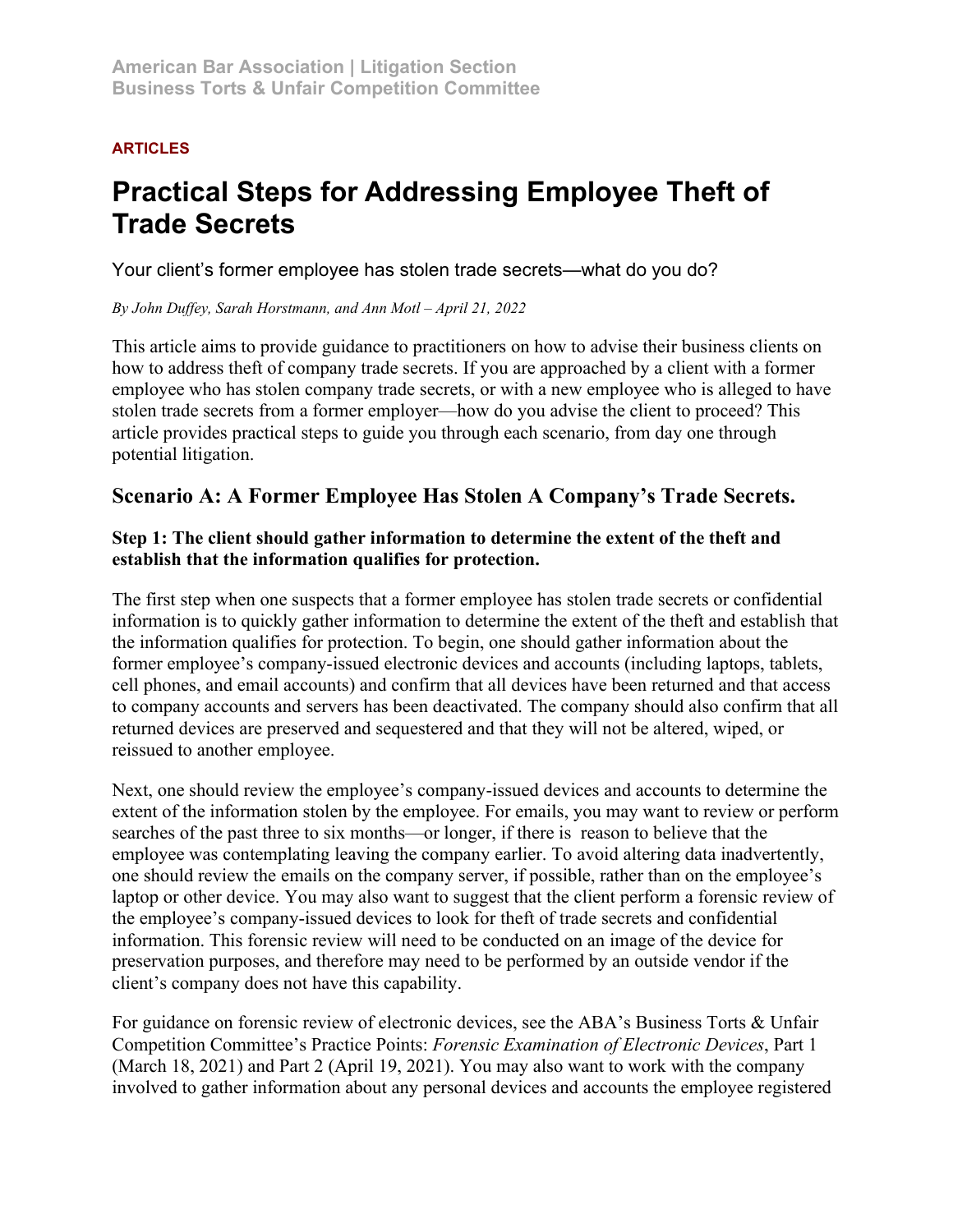American Bar Association | Litigation Section
Business Torts & Unfair Competition Committee

**ARTICLES**

# Practical Steps for Addressing Employee Theft of Trade Secrets

Your client's former employee has stolen trade secrets—what do you do?

*By John Duffey, Sarah Horstmann, and Ann Motl – April 21, 2022*

This article aims to provide guidance to practitioners on how to advise their business clients on how to address theft of company trade secrets. If you are approached by a client with a former employee who has stolen company trade secrets, or with a new employee who is alleged to have stolen trade secrets from a former employer—how do you advise the client to proceed? This article provides practical steps to guide you through each scenario, from day one through potential litigation.

## Scenario A: A Former Employee Has Stolen A Company's Trade Secrets.

### Step 1: The client should gather information to determine the extent of the theft and establish that the information qualifies for protection.

The first step when one suspects that a former employee has stolen trade secrets or confidential information is to quickly gather information to determine the extent of the theft and establish that the information qualifies for protection. To begin, one should gather information about the former employee's company-issued electronic devices and accounts (including laptops, tablets, cell phones, and email accounts) and confirm that all devices have been returned and that access to company accounts and servers has been deactivated. The company should also confirm that all returned devices are preserved and sequestered and that they will not be altered, wiped, or reissued to another employee.

Next, one should review the employee's company-issued devices and accounts to determine the extent of the information stolen by the employee. For emails, you may want to review or perform searches of the past three to six months—or longer, if there is reason to believe that the employee was contemplating leaving the company earlier. To avoid altering data inadvertently, one should review the emails on the company server, if possible, rather than on the employee's laptop or other device. You may also want to suggest that the client perform a forensic review of the employee's company-issued devices to look for theft of trade secrets and confidential information. This forensic review will need to be conducted on an image of the device for preservation purposes, and therefore may need to be performed by an outside vendor if the client's company does not have this capability.

For guidance on forensic review of electronic devices, see the ABA's Business Torts & Unfair Competition Committee's Practice Points: *Forensic Examination of Electronic Devices*, Part 1 (March 18, 2021) and Part 2 (April 19, 2021). You may also want to work with the company involved to gather information about any personal devices and accounts the employee registered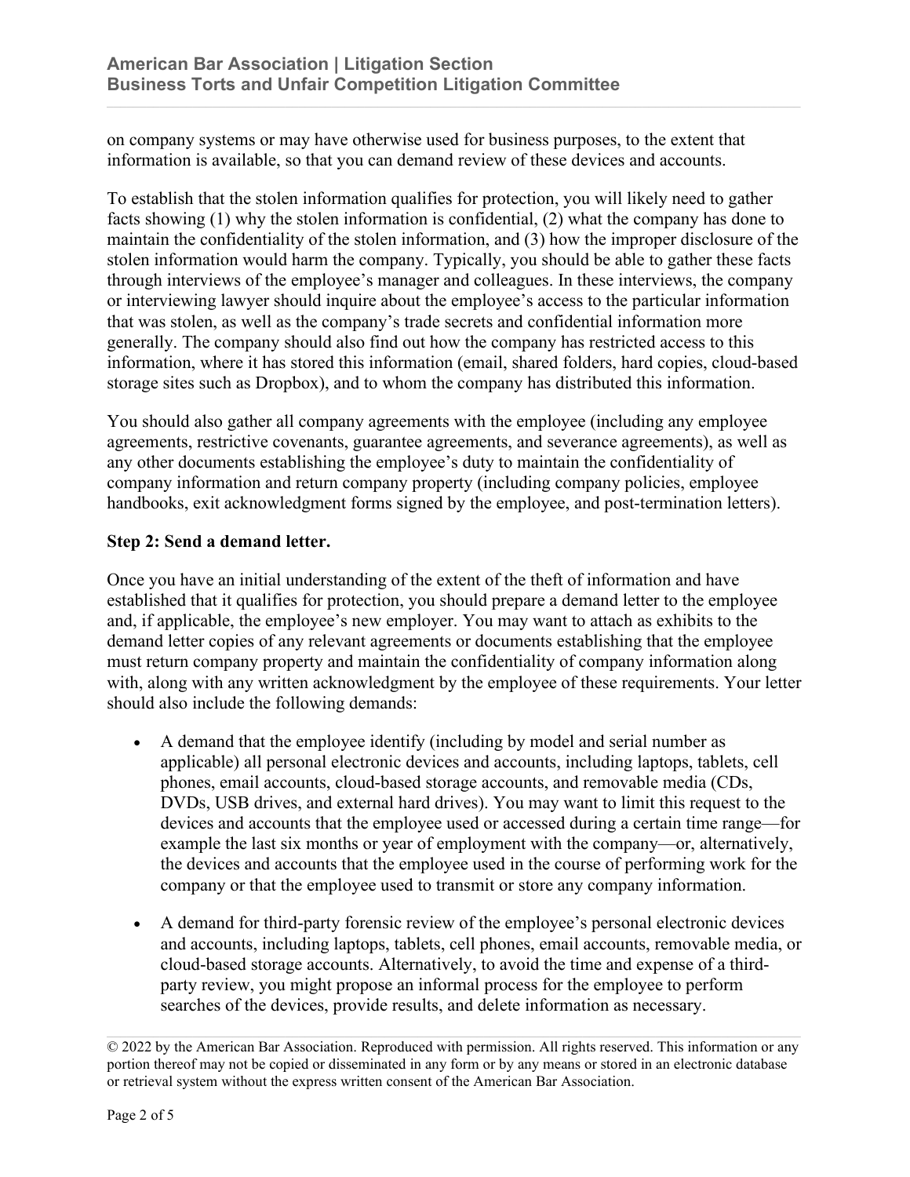on company systems or may have otherwise used for business purposes, to the extent that information is available, so that you can demand review of these devices and accounts.

To establish that the stolen information qualifies for protection, you will likely need to gather facts showing (1) why the stolen information is confidential, (2) what the company has done to maintain the confidentiality of the stolen information, and (3) how the improper disclosure of the stolen information would harm the company. Typically, you should be able to gather these facts through interviews of the employee's manager and colleagues. In these interviews, the company or interviewing lawyer should inquire about the employee's access to the particular information that was stolen, as well as the company's trade secrets and confidential information more generally. The company should also find out how the company has restricted access to this information, where it has stored this information (email, shared folders, hard copies, cloud-based storage sites such as Dropbox), and to whom the company has distributed this information.

You should also gather all company agreements with the employee (including any employee agreements, restrictive covenants, guarantee agreements, and severance agreements), as well as any other documents establishing the employee's duty to maintain the confidentiality of company information and return company property (including company policies, employee handbooks, exit acknowledgment forms signed by the employee, and post-termination letters).

**Step 2: Send a demand letter.**

Once you have an initial understanding of the extent of the theft of information and have established that it qualifies for protection, you should prepare a demand letter to the employee and, if applicable, the employee's new employer. You may want to attach as exhibits to the demand letter copies of any relevant agreements or documents establishing that the employee must return company property and maintain the confidentiality of company information along with, along with any written acknowledgment by the employee of these requirements. Your letter should also include the following demands:

- A demand that the employee identify (including by model and serial number as applicable) all personal electronic devices and accounts, including laptops, tablets, cell phones, email accounts, cloud-based storage accounts, and removable media (CDs, DVDs, USB drives, and external hard drives). You may want to limit this request to the devices and accounts that the employee used or accessed during a certain time range—for example the last six months or year of employment with the company—or, alternatively, the devices and accounts that the employee used in the course of performing work for the company or that the employee used to transmit or store any company information.
- A demand for third-party forensic review of the employee's personal electronic devices and accounts, including laptops, tablets, cell phones, email accounts, removable media, or cloud-based storage accounts. Alternatively, to avoid the time and expense of a third-party review, you might propose an informal process for the employee to perform searches of the devices, provide results, and delete information as necessary.

© 2022 by the American Bar Association. Reproduced with permission. All rights reserved. This information or any portion thereof may not be copied or disseminated in any form or by any means or stored in an electronic database or retrieval system without the express written consent of the American Bar Association.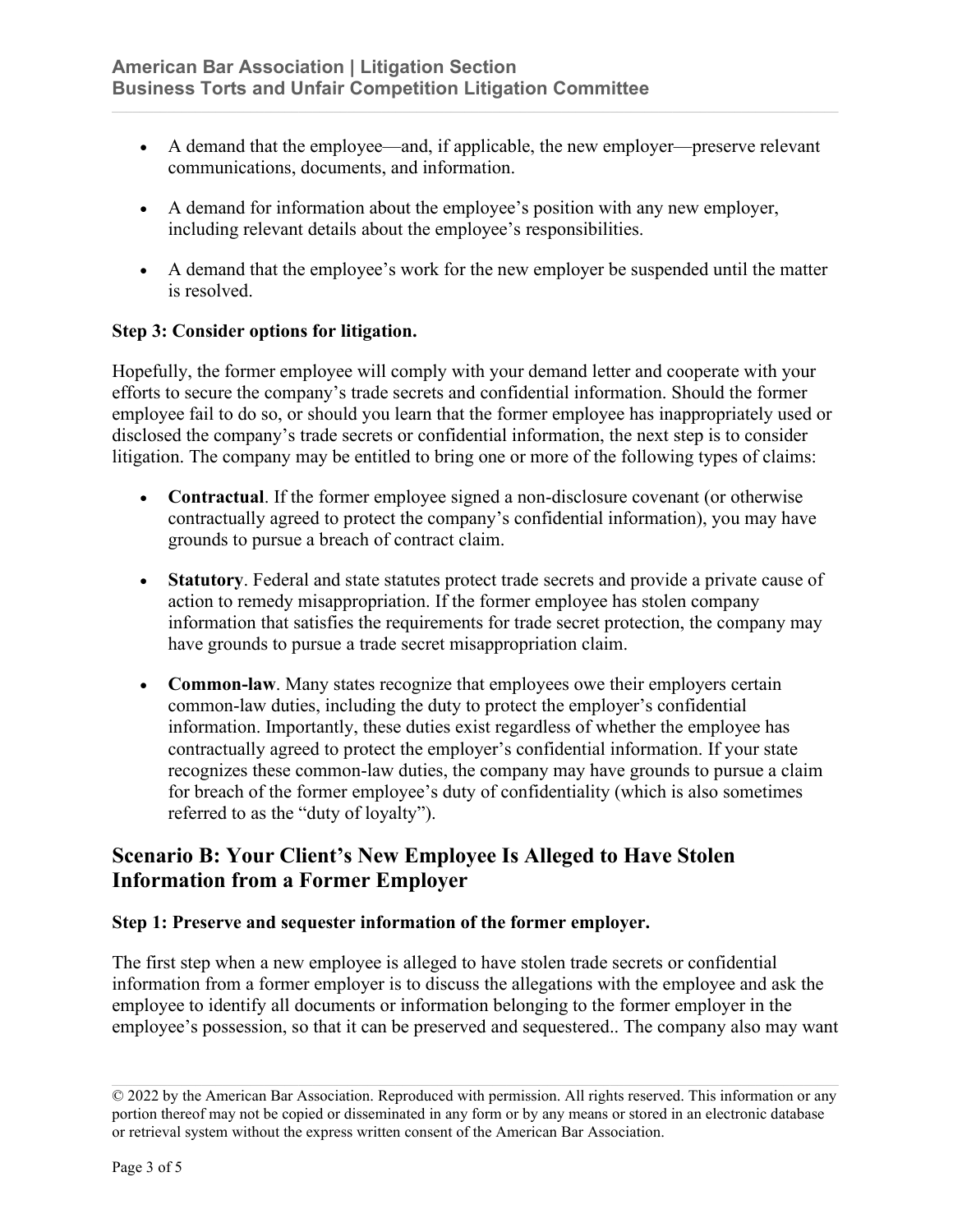- A demand that the employee—and, if applicable, the new employer—preserve relevant communications, documents, and information.
- A demand for information about the employee's position with any new employer, including relevant details about the employee's responsibilities.
- A demand that the employee's work for the new employer be suspended until the matter is resolved.

**Step 3: Consider options for litigation.**

Hopefully, the former employee will comply with your demand letter and cooperate with your efforts to secure the company's trade secrets and confidential information. Should the former employee fail to do so, or should you learn that the former employee has inappropriately used or disclosed the company's trade secrets or confidential information, the next step is to consider litigation. The company may be entitled to bring one or more of the following types of claims:

- **Contractual**. If the former employee signed a non-disclosure covenant (or otherwise contractually agreed to protect the company's confidential information), you may have grounds to pursue a breach of contract claim.
- **Statutory**. Federal and state statutes protect trade secrets and provide a private cause of action to remedy misappropriation. If the former employee has stolen company information that satisfies the requirements for trade secret protection, the company may have grounds to pursue a trade secret misappropriation claim.
- **Common-law**. Many states recognize that employees owe their employers certain common-law duties, including the duty to protect the employer's confidential information. Importantly, these duties exist regardless of whether the employee has contractually agreed to protect the employer's confidential information. If your state recognizes these common-law duties, the company may have grounds to pursue a claim for breach of the former employee's duty of confidentiality (which is also sometimes referred to as the "duty of loyalty").

## Scenario B: Your Client's New Employee Is Alleged to Have Stolen Information from a Former Employer

**Step 1: Preserve and sequester information of the former employer.**

The first step when a new employee is alleged to have stolen trade secrets or confidential information from a former employer is to discuss the allegations with the employee and ask the employee to identify all documents or information belonging to the former employer in the employee's possession, so that it can be preserved and sequestered.. The company also may want

© 2022 by the American Bar Association. Reproduced with permission. All rights reserved. This information or any portion thereof may not be copied or disseminated in any form or by any means or stored in an electronic database or retrieval system without the express written consent of the American Bar Association.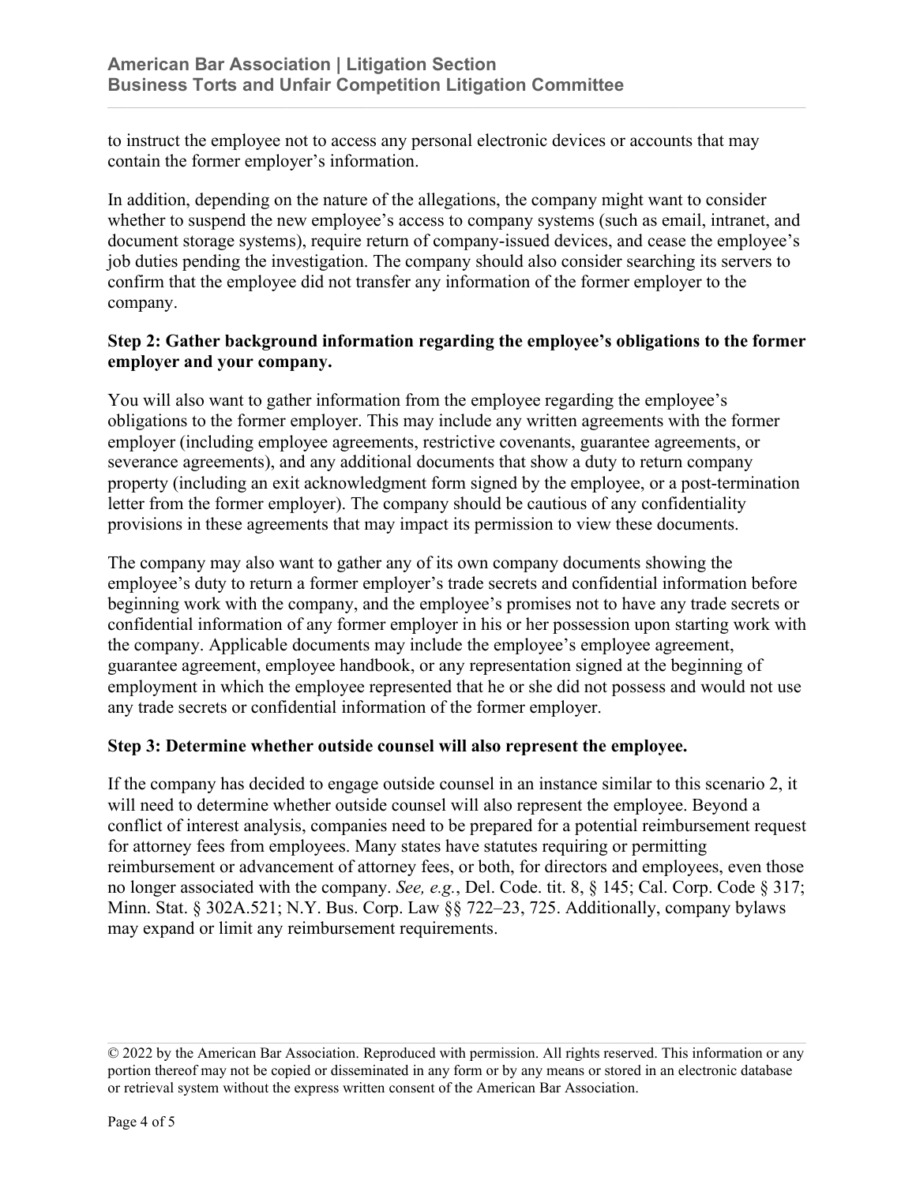to instruct the employee not to access any personal electronic devices or accounts that may contain the former employer's information.

In addition, depending on the nature of the allegations, the company might want to consider whether to suspend the new employee's access to company systems (such as email, intranet, and document storage systems), require return of company-issued devices, and cease the employee's job duties pending the investigation. The company should also consider searching its servers to confirm that the employee did not transfer any information of the former employer to the company.

**Step 2: Gather background information regarding the employee's obligations to the former employer and your company.**

You will also want to gather information from the employee regarding the employee's obligations to the former employer. This may include any written agreements with the former employer (including employee agreements, restrictive covenants, guarantee agreements, or severance agreements), and any additional documents that show a duty to return company property (including an exit acknowledgment form signed by the employee, or a post-termination letter from the former employer). The company should be cautious of any confidentiality provisions in these agreements that may impact its permission to view these documents.

The company may also want to gather any of its own company documents showing the employee's duty to return a former employer's trade secrets and confidential information before beginning work with the company, and the employee's promises not to have any trade secrets or confidential information of any former employer in his or her possession upon starting work with the company. Applicable documents may include the employee's employee agreement, guarantee agreement, employee handbook, or any representation signed at the beginning of employment in which the employee represented that he or she did not possess and would not use any trade secrets or confidential information of the former employer.

**Step 3: Determine whether outside counsel will also represent the employee.**

If the company has decided to engage outside counsel in an instance similar to this scenario 2, it will need to determine whether outside counsel will also represent the employee. Beyond a conflict of interest analysis, companies need to be prepared for a potential reimbursement request for attorney fees from employees. Many states have statutes requiring or permitting reimbursement or advancement of attorney fees, or both, for directors and employees, even those no longer associated with the company. *See, e.g.*, Del. Code. tit. 8, § 145; Cal. Corp. Code § 317; Minn. Stat. § 302A.521; N.Y. Bus. Corp. Law §§ 722–23, 725. Additionally, company bylaws may expand or limit any reimbursement requirements.

© 2022 by the American Bar Association. Reproduced with permission. All rights reserved. This information or any portion thereof may not be copied or disseminated in any form or by any means or stored in an electronic database or retrieval system without the express written consent of the American Bar Association.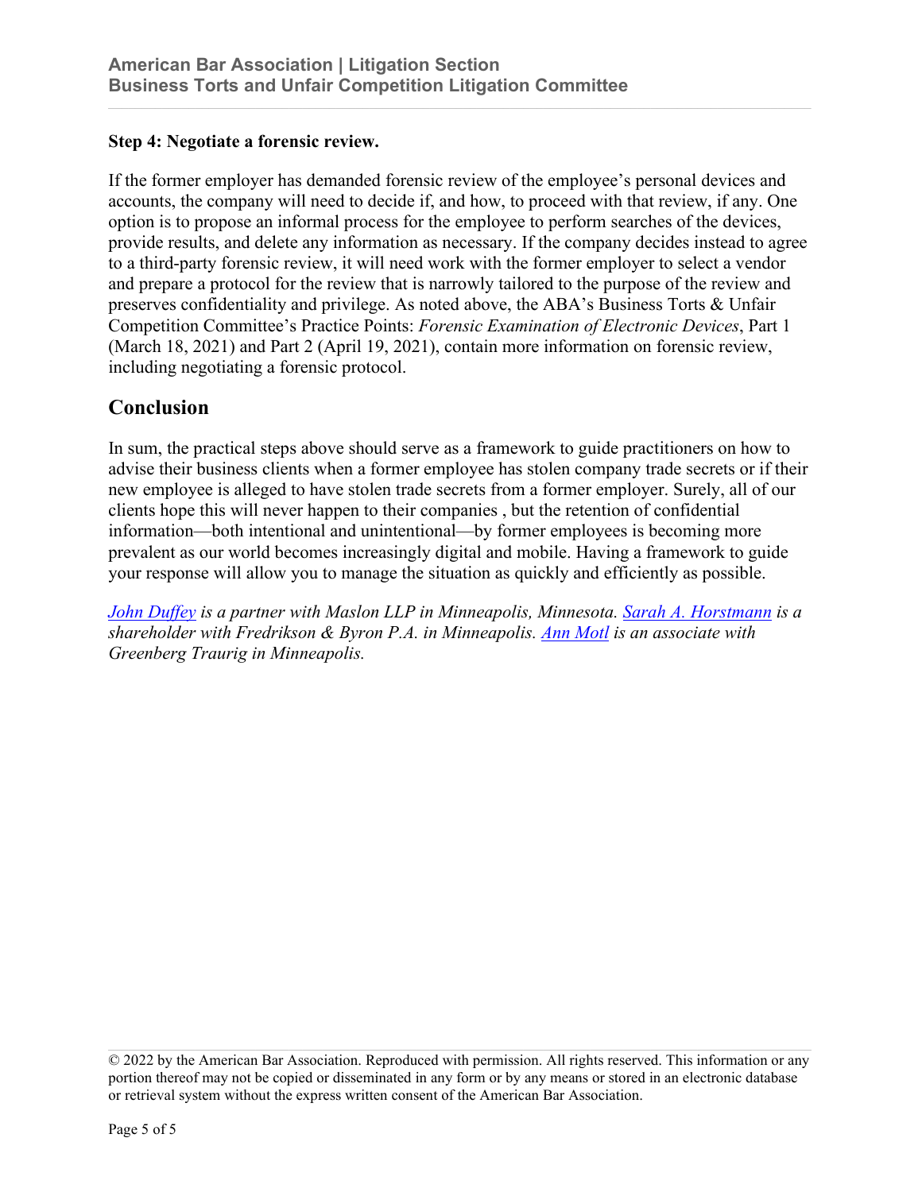**Step 4: Negotiate a forensic review.**

If the former employer has demanded forensic review of the employee's personal devices and accounts, the company will need to decide if, and how, to proceed with that review, if any. One option is to propose an informal process for the employee to perform searches of the devices, provide results, and delete any information as necessary. If the company decides instead to agree to a third-party forensic review, it will need work with the former employer to select a vendor and prepare a protocol for the review that is narrowly tailored to the purpose of the review and preserves confidentiality and privilege. As noted above, the ABA's Business Torts & Unfair Competition Committee's Practice Points: *Forensic Examination of Electronic Devices*, Part 1 (March 18, 2021) and Part 2 (April 19, 2021), contain more information on forensic review, including negotiating a forensic protocol.

## Conclusion

In sum, the practical steps above should serve as a framework to guide practitioners on how to advise their business clients when a former employee has stolen company trade secrets or if their new employee is alleged to have stolen trade secrets from a former employer. Surely, all of our clients hope this will never happen to their companies , but the retention of confidential information—both intentional and unintentional—by former employees is becoming more prevalent as our world becomes increasingly digital and mobile. Having a framework to guide your response will allow you to manage the situation as quickly and efficiently as possible.

*John Duffey is a partner with Maslon LLP in Minneapolis, Minnesota. Sarah A. Horstmann is a shareholder with Fredrikson & Byron P.A. in Minneapolis. Ann Motl is an associate with Greenberg Traurig in Minneapolis.*

© 2022 by the American Bar Association. Reproduced with permission. All rights reserved. This information or any portion thereof may not be copied or disseminated in any form or by any means or stored in an electronic database or retrieval system without the express written consent of the American Bar Association.